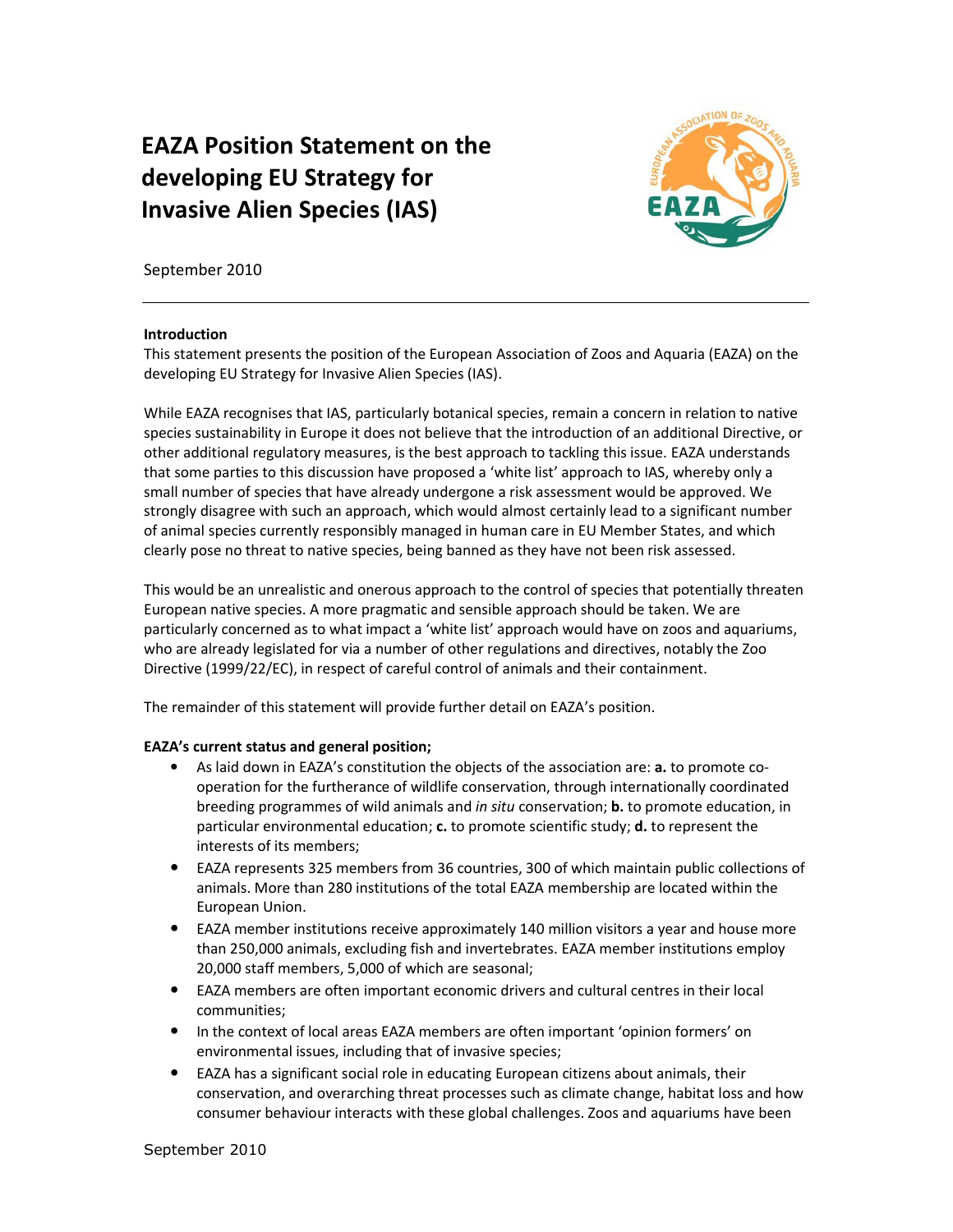# EAZA Position Statement on the developing EU Strategy for Invasive Alien Species (IAS)

September 2010

**Introduction**

This statement presents the position of the European Association of Zoos and Aquaria (EAZA) on the developing EU Strategy for Invasive Alien Species (IAS).

While EAZA recognises that IAS, particularly botanical species, remain a concern in relation to native species sustainability in Europe it does not believe that the introduction of an additional Directive, or other additional regulatory measures, is the best approach to tackling this issue. EAZA understands that some parties to this discussion have proposed a 'white list' approach to IAS, whereby only a small number of species that have already undergone a risk assessment would be approved. We strongly disagree with such an approach, which would almost certainly lead to a significant number of animal species currently responsibly managed in human care in EU Member States, and which clearly pose no threat to native species, being banned as they have not been risk assessed.

This would be an unrealistic and onerous approach to the control of species that potentially threaten European native species. A more pragmatic and sensible approach should be taken. We are particularly concerned as to what impact a 'white list' approach would have on zoos and aquariums, who are already legislated for via a number of other regulations and directives, notably the Zoo Directive (1999/22/EC), in respect of careful control of animals and their containment.

The remainder of this statement will provide further detail on EAZA's position.

**EAZA's current status and general position;**

- As laid down in EAZA's constitution the objects of the association are: **a.** to promote co-operation for the furtherance of wildlife conservation, through internationally coordinated breeding programmes of wild animals and *in situ* conservation; **b.** to promote education, in particular environmental education; **c.** to promote scientific study; **d.** to represent the interests of its members;
- EAZA represents 325 members from 36 countries, 300 of which maintain public collections of animals. More than 280 institutions of the total EAZA membership are located within the European Union.
- EAZA member institutions receive approximately 140 million visitors a year and house more than 250,000 animals, excluding fish and invertebrates. EAZA member institutions employ 20,000 staff members, 5,000 of which are seasonal;
- EAZA members are often important economic drivers and cultural centres in their local communities;
- In the context of local areas EAZA members are often important 'opinion formers' on environmental issues, including that of invasive species;
- EAZA has a significant social role in educating European citizens about animals, their conservation, and overarching threat processes such as climate change, habitat loss and how consumer behaviour interacts with these global challenges. Zoos and aquariums have been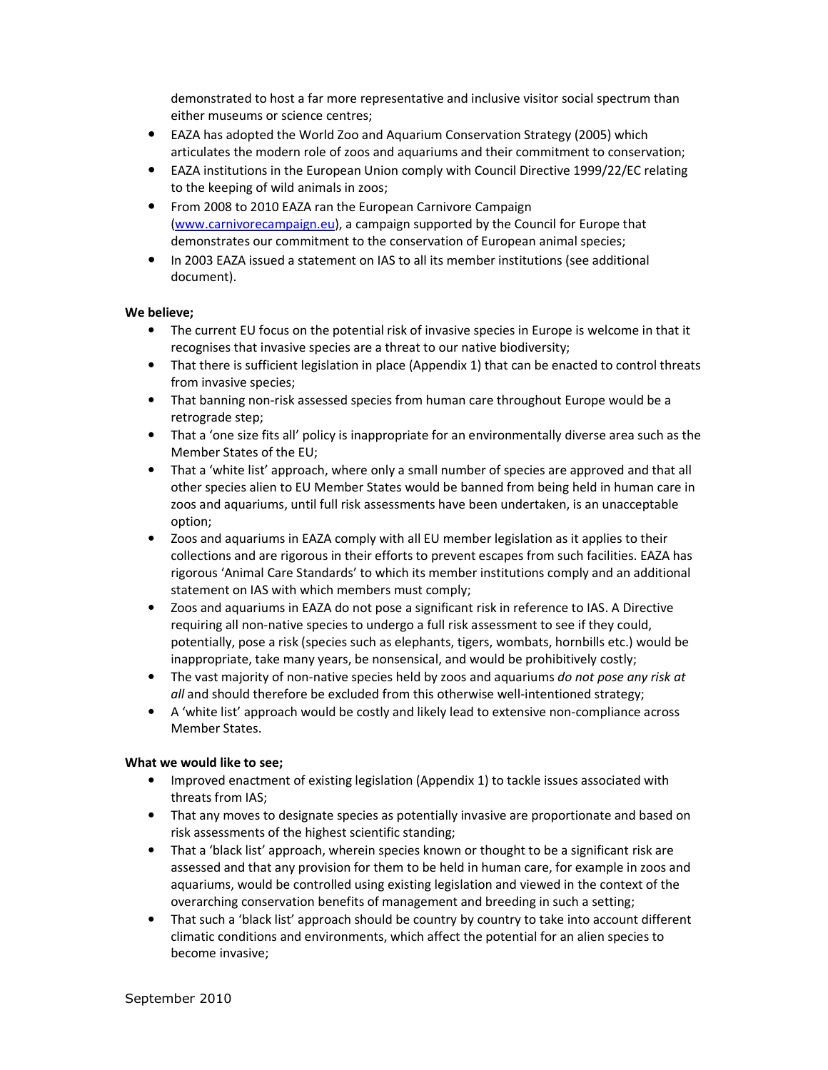demonstrated to host a far more representative and inclusive visitor social spectrum than either museums or science centres;

- EAZA has adopted the World Zoo and Aquarium Conservation Strategy (2005) which articulates the modern role of zoos and aquariums and their commitment to conservation;
- EAZA institutions in the European Union comply with Council Directive 1999/22/EC relating to the keeping of wild animals in zoos;
- From 2008 to 2010 EAZA ran the European Carnivore Campaign (www.carnivorecampaign.eu), a campaign supported by the Council for Europe that demonstrates our commitment to the conservation of European animal species;
- In 2003 EAZA issued a statement on IAS to all its member institutions (see additional document).

**We believe;**

- The current EU focus on the potential risk of invasive species in Europe is welcome in that it recognises that invasive species are a threat to our native biodiversity;
- That there is sufficient legislation in place (Appendix 1) that can be enacted to control threats from invasive species;
- That banning non-risk assessed species from human care throughout Europe would be a retrograde step;
- That a 'one size fits all' policy is inappropriate for an environmentally diverse area such as the Member States of the EU;
- That a 'white list' approach, where only a small number of species are approved and that all other species alien to EU Member States would be banned from being held in human care in zoos and aquariums, until full risk assessments have been undertaken, is an unacceptable option;
- Zoos and aquariums in EAZA comply with all EU member legislation as it applies to their collections and are rigorous in their efforts to prevent escapes from such facilities. EAZA has rigorous 'Animal Care Standards' to which its member institutions comply and an additional statement on IAS with which members must comply;
- Zoos and aquariums in EAZA do not pose a significant risk in reference to IAS. A Directive requiring all non-native species to undergo a full risk assessment to see if they could, potentially, pose a risk (species such as elephants, tigers, wombats, hornbills etc.) would be inappropriate, take many years, be nonsensical, and would be prohibitively costly;
- The vast majority of non-native species held by zoos and aquariums *do not pose any risk at all* and should therefore be excluded from this otherwise well-intentioned strategy;
- A 'white list' approach would be costly and likely lead to extensive non-compliance across Member States.

**What we would like to see;**

- Improved enactment of existing legislation (Appendix 1) to tackle issues associated with threats from IAS;
- That any moves to designate species as potentially invasive are proportionate and based on risk assessments of the highest scientific standing;
- That a 'black list' approach, wherein species known or thought to be a significant risk are assessed and that any provision for them to be held in human care, for example in zoos and aquariums, would be controlled using existing legislation and viewed in the context of the overarching conservation benefits of management and breeding in such a setting;
- That such a 'black list' approach should be country by country to take into account different climatic conditions and environments, which affect the potential for an alien species to become invasive;

September 2010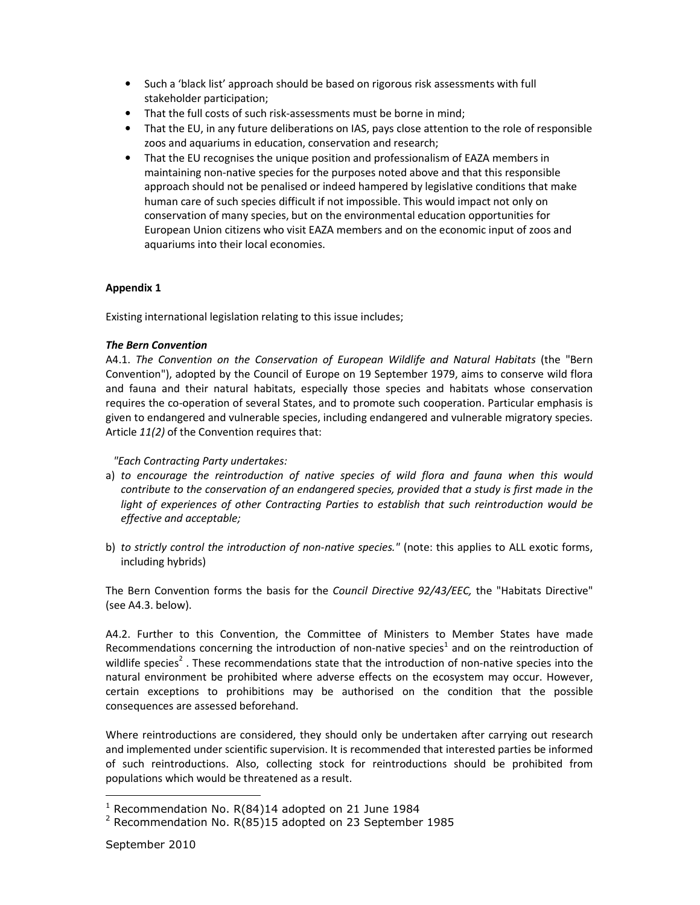- Such a 'black list' approach should be based on rigorous risk assessments with full stakeholder participation;
- That the full costs of such risk-assessments must be borne in mind;
- That the EU, in any future deliberations on IAS, pays close attention to the role of responsible zoos and aquariums in education, conservation and research;
- That the EU recognises the unique position and professionalism of EAZA members in maintaining non-native species for the purposes noted above and that this responsible approach should not be penalised or indeed hampered by legislative conditions that make human care of such species difficult if not impossible. This would impact not only on conservation of many species, but on the environmental education opportunities for European Union citizens who visit EAZA members and on the economic input of zoos and aquariums into their local economies.

**Appendix 1**

Existing international legislation relating to this issue includes;

***The Bern Convention***

A4.1. *The Convention on the Conservation of European Wildlife and Natural Habitats* (the "Bern Convention"), adopted by the Council of Europe on 19 September 1979, aims to conserve wild flora and fauna and their natural habitats, especially those species and habitats whose conservation requires the co-operation of several States, and to promote such cooperation. Particular emphasis is given to endangered and vulnerable species, including endangered and vulnerable migratory species. Article *11(2)* of the Convention requires that:

*"Each Contracting Party undertakes:*

a) *to encourage the reintroduction of native species of wild flora and fauna when this would contribute to the conservation of an endangered species, provided that a study is first made in the light of experiences of other Contracting Parties to establish that such reintroduction would be effective and acceptable;*

b) *to strictly control the introduction of non-native species."* (note: this applies to ALL exotic forms, including hybrids)

The Bern Convention forms the basis for the *Council Directive 92/43/EEC,* the "Habitats Directive" (see A4.3. below).

A4.2. Further to this Convention, the Committee of Ministers to Member States have made Recommendations concerning the introduction of non-native species[1] and on the reintroduction of wildlife species[2] . These recommendations state that the introduction of non-native species into the natural environment be prohibited where adverse effects on the ecosystem may occur. However, certain exceptions to prohibitions may be authorised on the condition that the possible consequences are assessed beforehand.

Where reintroductions are considered, they should only be undertaken after carrying out research and implemented under scientific supervision. It is recommended that interested parties be informed of such reintroductions. Also, collecting stock for reintroductions should be prohibited from populations which would be threatened as a result.

[1] Recommendation No. R(84)14 adopted on 21 June 1984

[2] Recommendation No. R(85)15 adopted on 23 September 1985

September 2010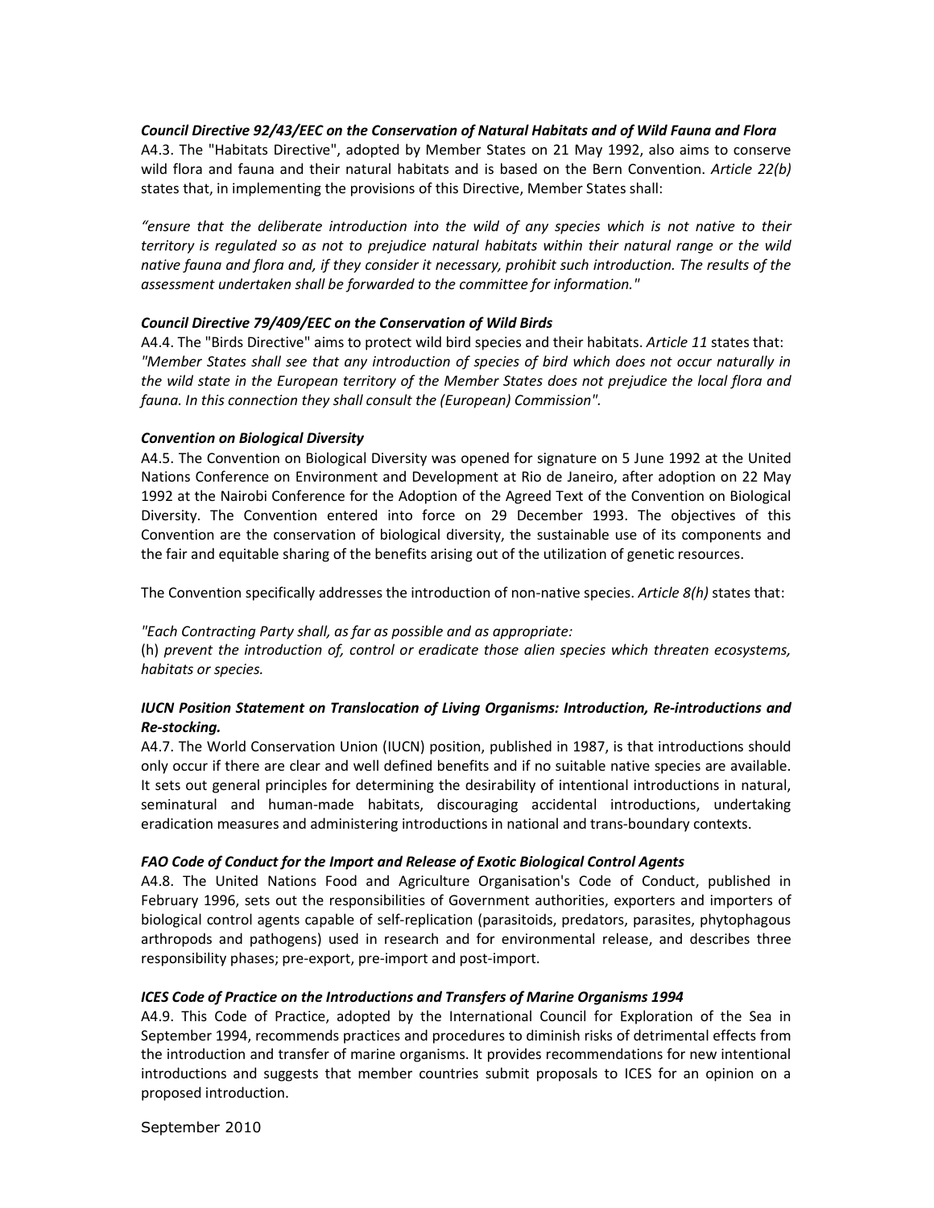***Council Directive 92/43/EEC on the Conservation of Natural Habitats and of Wild Fauna and Flora***

A4.3. The "Habitats Directive", adopted by Member States on 21 May 1992, also aims to conserve wild flora and fauna and their natural habitats and is based on the Bern Convention. *Article 22(b)* states that, in implementing the provisions of this Directive, Member States shall:

*"ensure that the deliberate introduction into the wild of any species which is not native to their territory is regulated so as not to prejudice natural habitats within their natural range or the wild native fauna and flora and, if they consider it necessary, prohibit such introduction. The results of the assessment undertaken shall be forwarded to the committee for information."*

***Council Directive 79/409/EEC on the Conservation of Wild Birds***

A4.4. The "Birds Directive" aims to protect wild bird species and their habitats. *Article 11* states that: *"Member States shall see that any introduction of species of bird which does not occur naturally in the wild state in the European territory of the Member States does not prejudice the local flora and fauna. In this connection they shall consult the (European) Commission".*

***Convention on Biological Diversity***

A4.5. The Convention on Biological Diversity was opened for signature on 5 June 1992 at the United Nations Conference on Environment and Development at Rio de Janeiro, after adoption on 22 May 1992 at the Nairobi Conference for the Adoption of the Agreed Text of the Convention on Biological Diversity. The Convention entered into force on 29 December 1993. The objectives of this Convention are the conservation of biological diversity, the sustainable use of its components and the fair and equitable sharing of the benefits arising out of the utilization of genetic resources.

The Convention specifically addresses the introduction of non-native species. *Article 8(h)* states that:

*"Each Contracting Party shall, as far as possible and as appropriate:*
(h) *prevent the introduction of, control or eradicate those alien species which threaten ecosystems, habitats or species.*

***IUCN Position Statement on Translocation of Living Organisms: Introduction, Re-introductions and Re-stocking.***

A4.7. The World Conservation Union (IUCN) position, published in 1987, is that introductions should only occur if there are clear and well defined benefits and if no suitable native species are available. It sets out general principles for determining the desirability of intentional introductions in natural, seminatural and human-made habitats, discouraging accidental introductions, undertaking eradication measures and administering introductions in national and trans-boundary contexts.

***FAO Code of Conduct for the Import and Release of Exotic Biological Control Agents***

A4.8. The United Nations Food and Agriculture Organisation's Code of Conduct, published in February 1996, sets out the responsibilities of Government authorities, exporters and importers of biological control agents capable of self-replication (parasitoids, predators, parasites, phytophagous arthropods and pathogens) used in research and for environmental release, and describes three responsibility phases; pre-export, pre-import and post-import.

***ICES Code of Practice on the Introductions and Transfers of Marine Organisms 1994***

A4.9. This Code of Practice, adopted by the International Council for Exploration of the Sea in September 1994, recommends practices and procedures to diminish risks of detrimental effects from the introduction and transfer of marine organisms. It provides recommendations for new intentional introductions and suggests that member countries submit proposals to ICES for an opinion on a proposed introduction.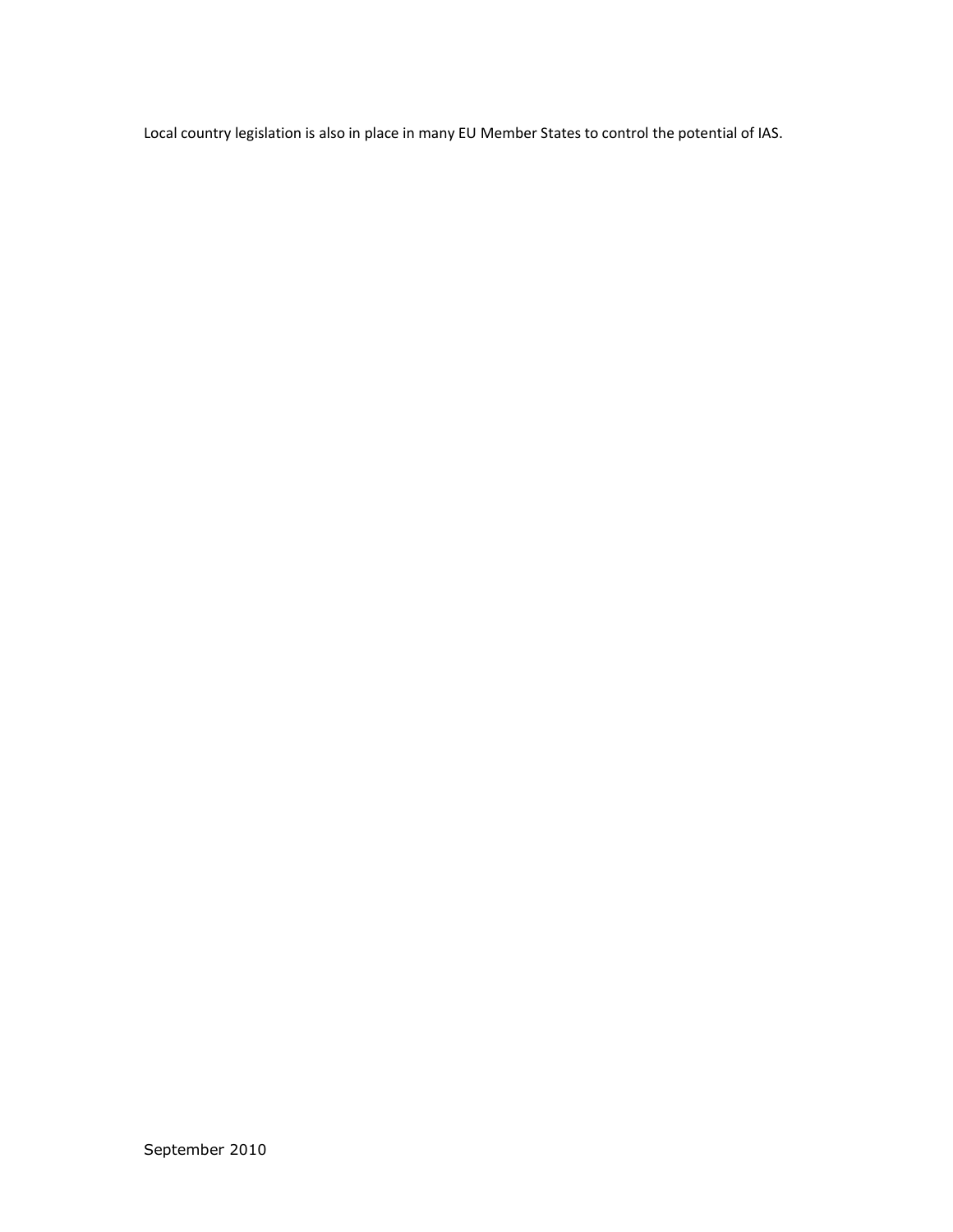Local country legislation is also in place in many EU Member States to control the potential of IAS.